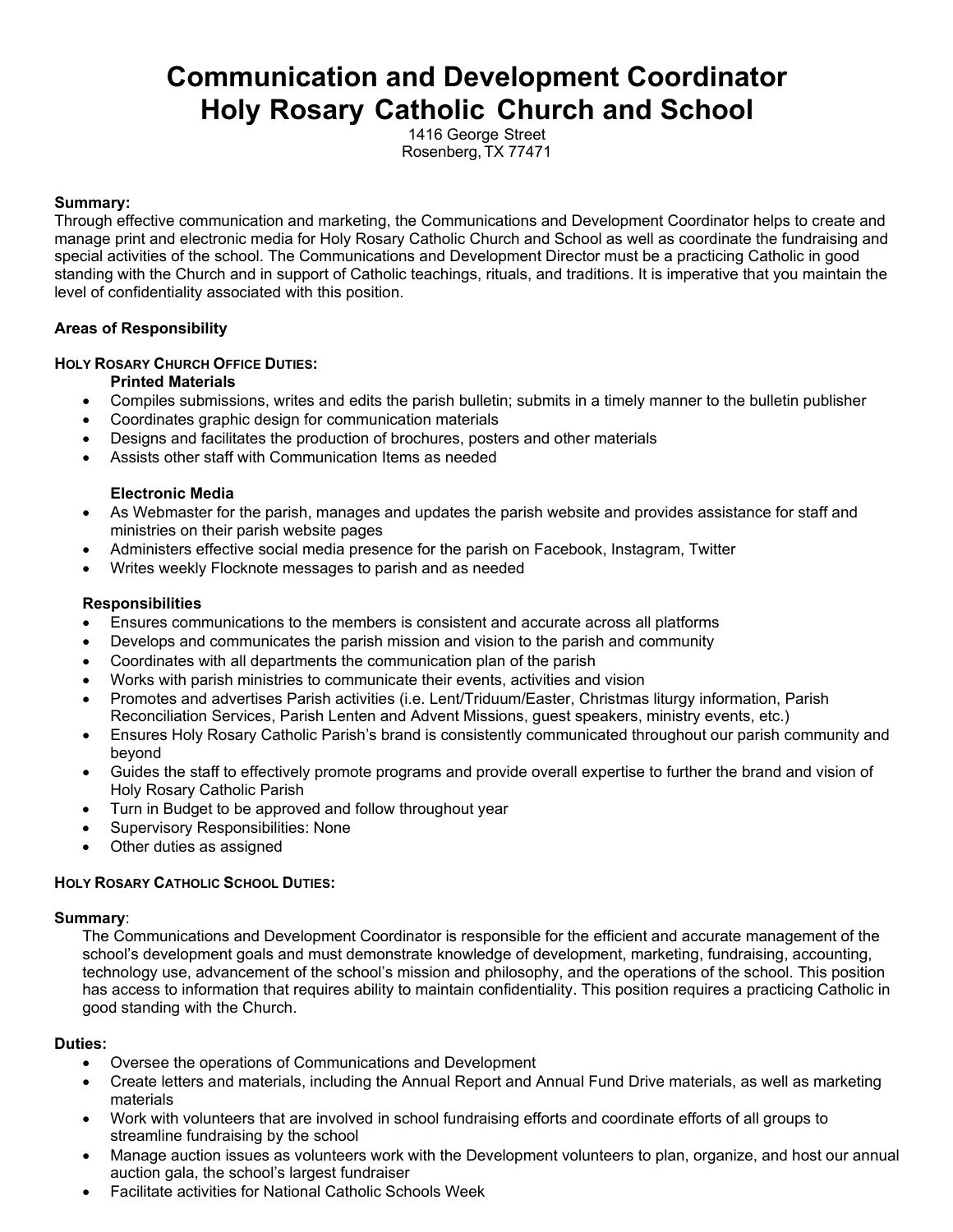# Communication and Development Coordinator
# Holy Rosary Catholic Church and School

1416 George Street
Rosenberg, TX 77471

**Summary:**
Through effective communication and marketing, the Communications and Development Coordinator helps to create and manage print and electronic media for Holy Rosary Catholic Church and School as well as coordinate the fundraising and special activities of the school. The Communications and Development Director must be a practicing Catholic in good standing with the Church and in support of Catholic teachings, rituals, and traditions. It is imperative that you maintain the level of confidentiality associated with this position.

**Areas of Responsibility**

**HOLY ROSARY CHURCH OFFICE DUTIES:**

**Printed Materials**

- Compiles submissions, writes and edits the parish bulletin; submits in a timely manner to the bulletin publisher
- Coordinates graphic design for communication materials
- Designs and facilitates the production of brochures, posters and other materials
- Assists other staff with Communication Items as needed

**Electronic Media**

- As Webmaster for the parish, manages and updates the parish website and provides assistance for staff and ministries on their parish website pages
- Administers effective social media presence for the parish on Facebook, Instagram, Twitter
- Writes weekly Flocknote messages to parish and as needed

**Responsibilities**

- Ensures communications to the members is consistent and accurate across all platforms
- Develops and communicates the parish mission and vision to the parish and community
- Coordinates with all departments the communication plan of the parish
- Works with parish ministries to communicate their events, activities and vision
- Promotes and advertises Parish activities (i.e. Lent/Triduum/Easter, Christmas liturgy information, Parish Reconciliation Services, Parish Lenten and Advent Missions, guest speakers, ministry events, etc.)
- Ensures Holy Rosary Catholic Parish's brand is consistently communicated throughout our parish community and beyond
- Guides the staff to effectively promote programs and provide overall expertise to further the brand and vision of Holy Rosary Catholic Parish
- Turn in Budget to be approved and follow throughout year
- Supervisory Responsibilities: None
- Other duties as assigned

**HOLY ROSARY CATHOLIC SCHOOL DUTIES:**

**Summary**:
The Communications and Development Coordinator is responsible for the efficient and accurate management of the school's development goals and must demonstrate knowledge of development, marketing, fundraising, accounting, technology use, advancement of the school's mission and philosophy, and the operations of the school. This position has access to information that requires ability to maintain confidentiality. This position requires a practicing Catholic in good standing with the Church.

**Duties:**

- Oversee the operations of Communications and Development
- Create letters and materials, including the Annual Report and Annual Fund Drive materials, as well as marketing materials
- Work with volunteers that are involved in school fundraising efforts and coordinate efforts of all groups to streamline fundraising by the school
- Manage auction issues as volunteers work with the Development volunteers to plan, organize, and host our annual auction gala, the school's largest fundraiser
- Facilitate activities for National Catholic Schools Week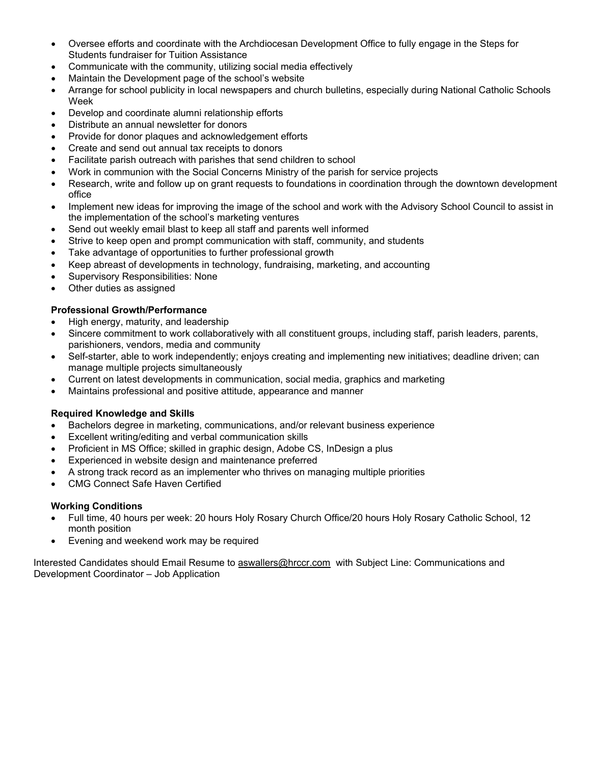- Oversee efforts and coordinate with the Archdiocesan Development Office to fully engage in the Steps for Students fundraiser for Tuition Assistance
- Communicate with the community, utilizing social media effectively
- Maintain the Development page of the school's website
- Arrange for school publicity in local newspapers and church bulletins, especially during National Catholic Schools Week
- Develop and coordinate alumni relationship efforts
- Distribute an annual newsletter for donors
- Provide for donor plaques and acknowledgement efforts
- Create and send out annual tax receipts to donors
- Facilitate parish outreach with parishes that send children to school
- Work in communion with the Social Concerns Ministry of the parish for service projects
- Research, write and follow up on grant requests to foundations in coordination through the downtown development office
- Implement new ideas for improving the image of the school and work with the Advisory School Council to assist in the implementation of the school's marketing ventures
- Send out weekly email blast to keep all staff and parents well informed
- Strive to keep open and prompt communication with staff, community, and students
- Take advantage of opportunities to further professional growth
- Keep abreast of developments in technology, fundraising, marketing, and accounting
- Supervisory Responsibilities: None
- Other duties as assigned

**Professional Growth/Performance**

- High energy, maturity, and leadership
- Sincere commitment to work collaboratively with all constituent groups, including staff, parish leaders, parents, parishioners, vendors, media and community
- Self-starter, able to work independently; enjoys creating and implementing new initiatives; deadline driven; can manage multiple projects simultaneously
- Current on latest developments in communication, social media, graphics and marketing
- Maintains professional and positive attitude, appearance and manner

**Required Knowledge and Skills**

- Bachelors degree in marketing, communications, and/or relevant business experience
- Excellent writing/editing and verbal communication skills
- Proficient in MS Office; skilled in graphic design, Adobe CS, InDesign a plus
- Experienced in website design and maintenance preferred
- A strong track record as an implementer who thrives on managing multiple priorities
- CMG Connect Safe Haven Certified

**Working Conditions**

- Full time, 40 hours per week: 20 hours Holy Rosary Church Office/20 hours Holy Rosary Catholic School, 12 month position
- Evening and weekend work may be required

Interested Candidates should Email Resume to aswallers@hrccr.com with Subject Line: Communications and Development Coordinator – Job Application